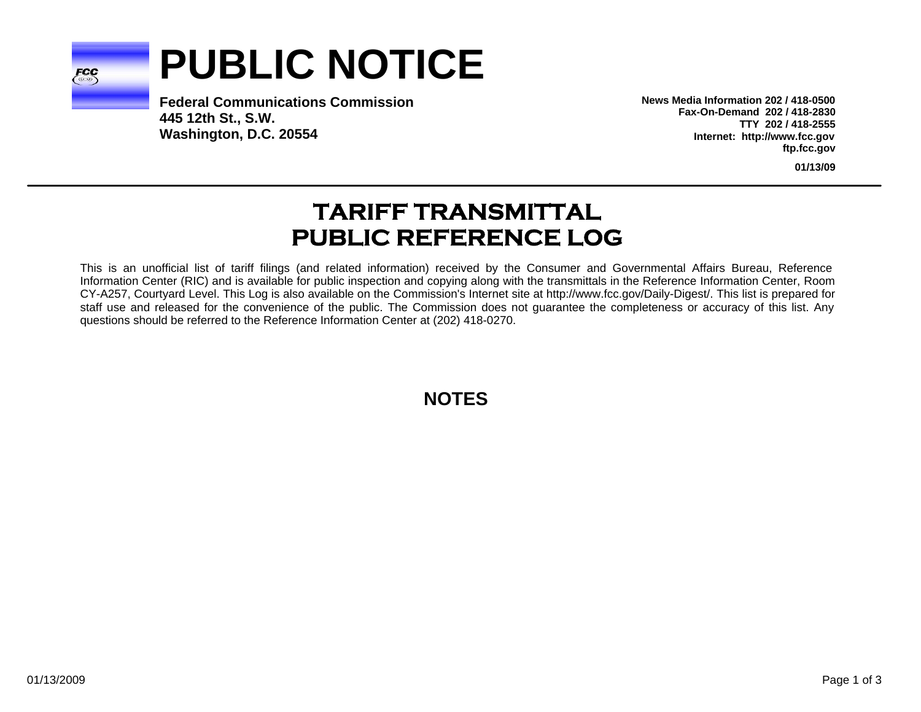# PUBLIC NOTICE

**Federal Communications Commission**
**445 12th St., S.W.**
**Washington, D.C. 20554**

**News Media Information 202 / 418-0500**
**Fax-On-Demand 202 / 418-2830**
**TTY 202 / 418-2555**
**Internet: http://www.fcc.gov**
**ftp.fcc.gov**

**01/13/09**

## TARIFF TRANSMITTAL PUBLIC REFERENCE LOG

This is an unofficial list of tariff filings (and related information) received by the Consumer and Governmental Affairs Bureau, Reference Information Center (RIC) and is available for public inspection and copying along with the transmittals in the Reference Information Center, Room CY-A257, Courtyard Level. This Log is also available on the Commission's Internet site at http://www.fcc.gov/Daily-Digest/. This list is prepared for staff use and released for the convenience of the public. The Commission does not guarantee the completeness or accuracy of this list. Any questions should be referred to the Reference Information Center at (202) 418-0270.

## NOTES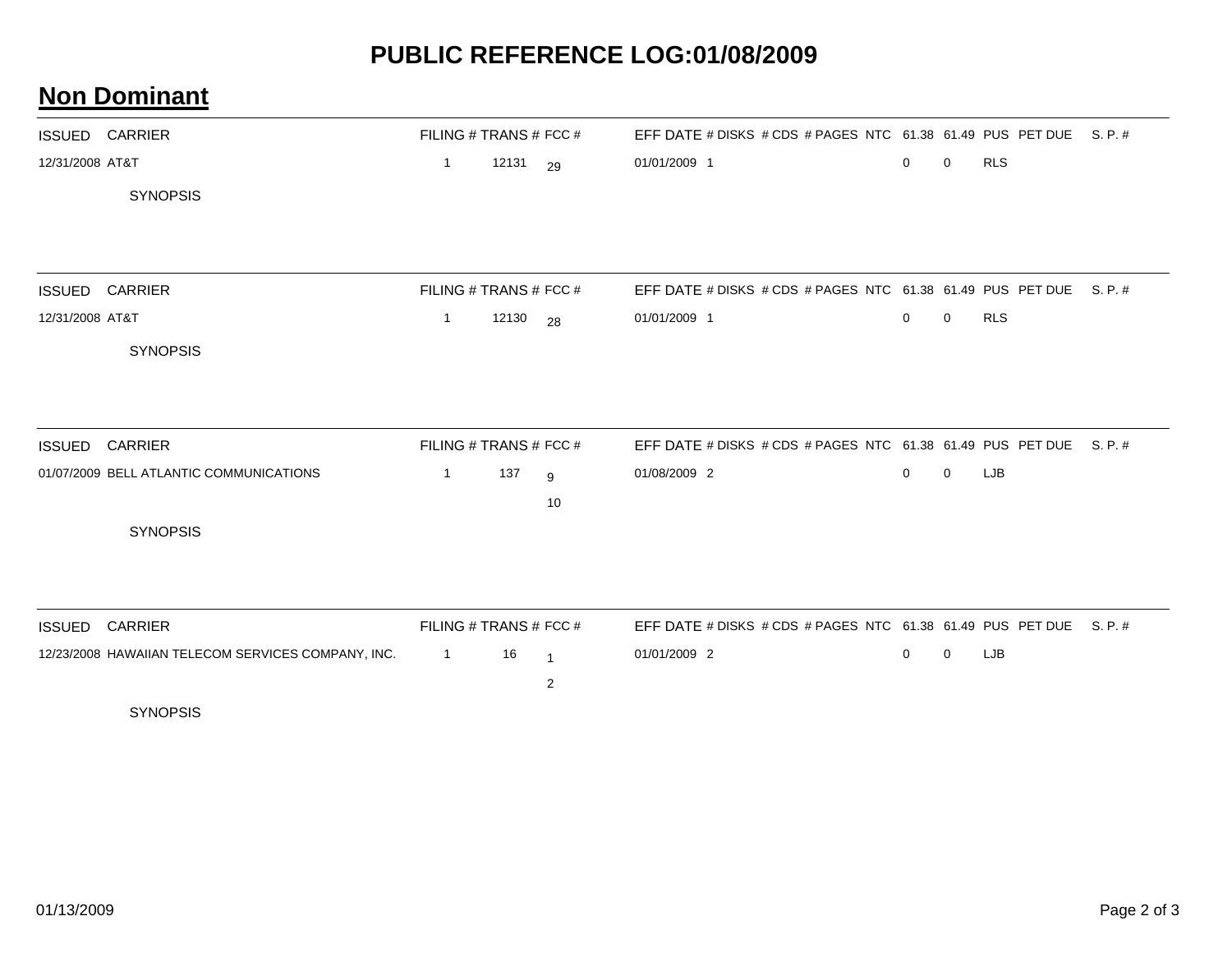# PUBLIC REFERENCE LOG:01/08/2009

## Non Dominant

| ISSUED | CARRIER | FILING # | TRANS # | FCC # | EFF DATE | # DISKS | # CDS | # PAGES | NTC | 61.38 | 61.49 | PUS | PET DUE | S. P. # |
|---|---|---|---|---|---|---|---|---|---|---|---|---|---|---|
| 12/31/2008 | AT&T | 1 | 12131 | 29 | 01/01/2009 | 1 | | | | 0 | 0 | RLS | | |

SYNOPSIS

| ISSUED | CARRIER | FILING # | TRANS # | FCC # | EFF DATE | # DISKS | # CDS | # PAGES | NTC | 61.38 | 61.49 | PUS | PET DUE | S. P. # |
|---|---|---|---|---|---|---|---|---|---|---|---|---|---|---|
| 12/31/2008 | AT&T | 1 | 12130 | 28 | 01/01/2009 | 1 | | | | 0 | 0 | RLS | | |

SYNOPSIS

| ISSUED | CARRIER | FILING # | TRANS # | FCC # | EFF DATE | # DISKS | # CDS | # PAGES | NTC | 61.38 | 61.49 | PUS | PET DUE | S. P. # |
|---|---|---|---|---|---|---|---|---|---|---|---|---|---|---|
| 01/07/2009 | BELL ATLANTIC COMMUNICATIONS | 1 | 137 | 9<br>10 | 01/08/2009 | 2 | | | | 0 | 0 | LJB | | |

SYNOPSIS

| ISSUED | CARRIER | FILING # | TRANS # | FCC # | EFF DATE | # DISKS | # CDS | # PAGES | NTC | 61.38 | 61.49 | PUS | PET DUE | S. P. # |
|---|---|---|---|---|---|---|---|---|---|---|---|---|---|---|
| 12/23/2008 | HAWAIIAN TELECOM SERVICES COMPANY, INC. | 1 | 16 | 1<br>2 | 01/01/2009 | 2 | | | | 0 | 0 | LJB | | |

SYNOPSIS

01/13/2009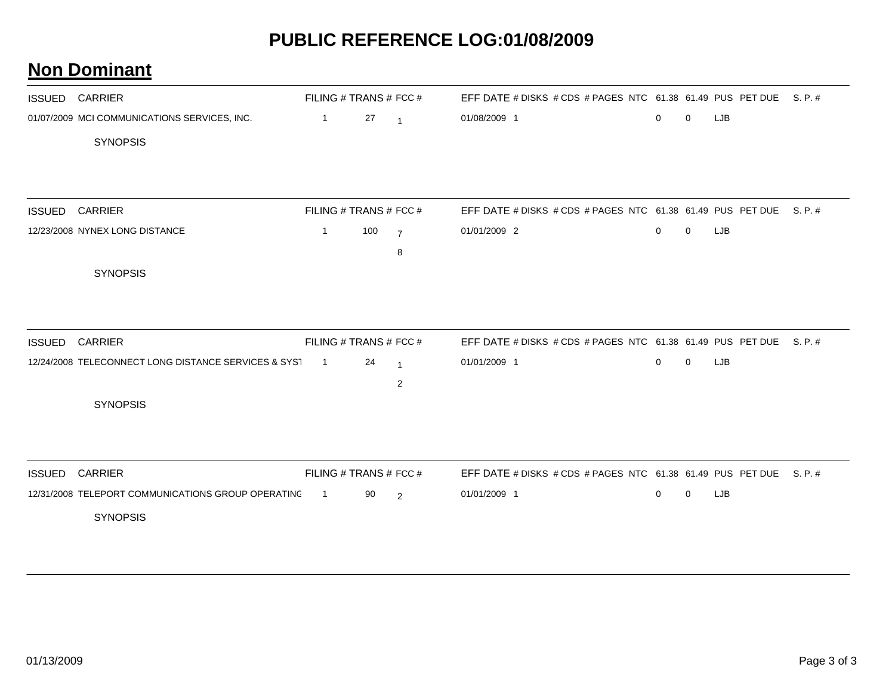# PUBLIC REFERENCE LOG:01/08/2009

## Non Dominant

| ISSUED | CARRIER | FILING # | TRANS # | FCC # | EFF DATE | # DISKS | # CDS | # PAGES | NTC | 61.38 | 61.49 | PUS | PET DUE | S. P. # |
|---|---|---|---|---|---|---|---|---|---|---|---|---|---|---|
| 01/07/2009 | MCI COMMUNICATIONS SERVICES, INC. | 1 | 27 | 1 | 01/08/2009 | 1 | | | | 0 | 0 | LJB | | |

SYNOPSIS

| ISSUED | CARRIER | FILING # | TRANS # | FCC # | EFF DATE | # DISKS | # CDS | # PAGES | NTC | 61.38 | 61.49 | PUS | PET DUE | S. P. # |
|---|---|---|---|---|---|---|---|---|---|---|---|---|---|---|
| 12/23/2008 | NYNEX LONG DISTANCE | 1 | 100 | 7<br>8 | 01/01/2009 | 2 | | | | 0 | 0 | LJB | | |

SYNOPSIS

| ISSUED | CARRIER | FILING # | TRANS # | FCC # | EFF DATE | # DISKS | # CDS | # PAGES | NTC | 61.38 | 61.49 | PUS | PET DUE | S. P. # |
|---|---|---|---|---|---|---|---|---|---|---|---|---|---|---|
| 12/24/2008 | TELECONNECT LONG DISTANCE SERVICES & SYST | 1 | 24 | 1<br>2 | 01/01/2009 | 1 | | | | 0 | 0 | LJB | | |

SYNOPSIS

| ISSUED | CARRIER | FILING # | TRANS # | FCC # | EFF DATE | # DISKS | # CDS | # PAGES | NTC | 61.38 | 61.49 | PUS | PET DUE | S. P. # |
|---|---|---|---|---|---|---|---|---|---|---|---|---|---|---|
| 12/31/2008 | TELEPORT COMMUNICATIONS GROUP OPERATING | 1 | 90 | 2 | 01/01/2009 | 1 | | | | 0 | 0 | LJB | | |

SYNOPSIS

01/13/2009